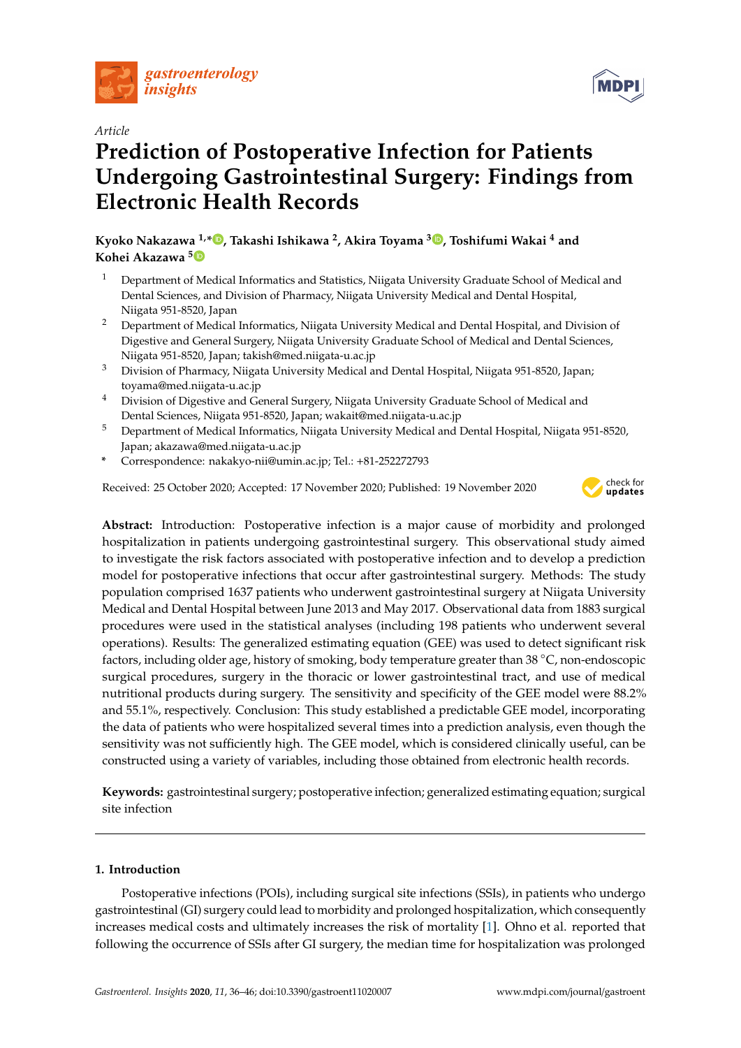*Article*

# Prediction of Postoperative Infection for Patients Undergoing Gastrointestinal Surgery: Findings from Electronic Health Records

**Kyoko Nakazawa [1,*], Takashi Ishikawa [2], Akira Toyama [3], Toshifumi Wakai [4] and Kohei Akazawa [5]**

[1] Department of Medical Informatics and Statistics, Niigata University Graduate School of Medical and Dental Sciences, and Division of Pharmacy, Niigata University Medical and Dental Hospital, Niigata 951-8520, Japan

[2] Department of Medical Informatics, Niigata University Medical and Dental Hospital, and Division of Digestive and General Surgery, Niigata University Graduate School of Medical and Dental Sciences, Niigata 951-8520, Japan; takish@med.niigata-u.ac.jp

[3] Division of Pharmacy, Niigata University Medical and Dental Hospital, Niigata 951-8520, Japan; toyama@med.niigata-u.ac.jp

[4] Division of Digestive and General Surgery, Niigata University Graduate School of Medical and Dental Sciences, Niigata 951-8520, Japan; wakait@med.niigata-u.ac.jp

[5] Department of Medical Informatics, Niigata University Medical and Dental Hospital, Niigata 951-8520, Japan; akazawa@med.niigata-u.ac.jp

* Correspondence: nakakyo-nii@umin.ac.jp; Tel.: +81-252272793

Received: 25 October 2020; Accepted: 17 November 2020; Published: 19 November 2020

**Abstract:** Introduction: Postoperative infection is a major cause of morbidity and prolonged hospitalization in patients undergoing gastrointestinal surgery. This observational study aimed to investigate the risk factors associated with postoperative infection and to develop a prediction model for postoperative infections that occur after gastrointestinal surgery. Methods: The study population comprised 1637 patients who underwent gastrointestinal surgery at Niigata University Medical and Dental Hospital between June 2013 and May 2017. Observational data from 1883 surgical procedures were used in the statistical analyses (including 198 patients who underwent several operations). Results: The generalized estimating equation (GEE) was used to detect significant risk factors, including older age, history of smoking, body temperature greater than 38 °C, non-endoscopic surgical procedures, surgery in the thoracic or lower gastrointestinal tract, and use of medical nutritional products during surgery. The sensitivity and specificity of the GEE model were 88.2% and 55.1%, respectively. Conclusion: This study established a predictable GEE model, incorporating the data of patients who were hospitalized several times into a prediction analysis, even though the sensitivity was not sufficiently high. The GEE model, which is considered clinically useful, can be constructed using a variety of variables, including those obtained from electronic health records.

**Keywords:** gastrointestinal surgery; postoperative infection; generalized estimating equation; surgical site infection

## 1. Introduction

Postoperative infections (POIs), including surgical site infections (SSIs), in patients who undergo gastrointestinal (GI) surgery could lead to morbidity and prolonged hospitalization, which consequently increases medical costs and ultimately increases the risk of mortality [1]. Ohno et al. reported that following the occurrence of SSIs after GI surgery, the median time for hospitalization was prolonged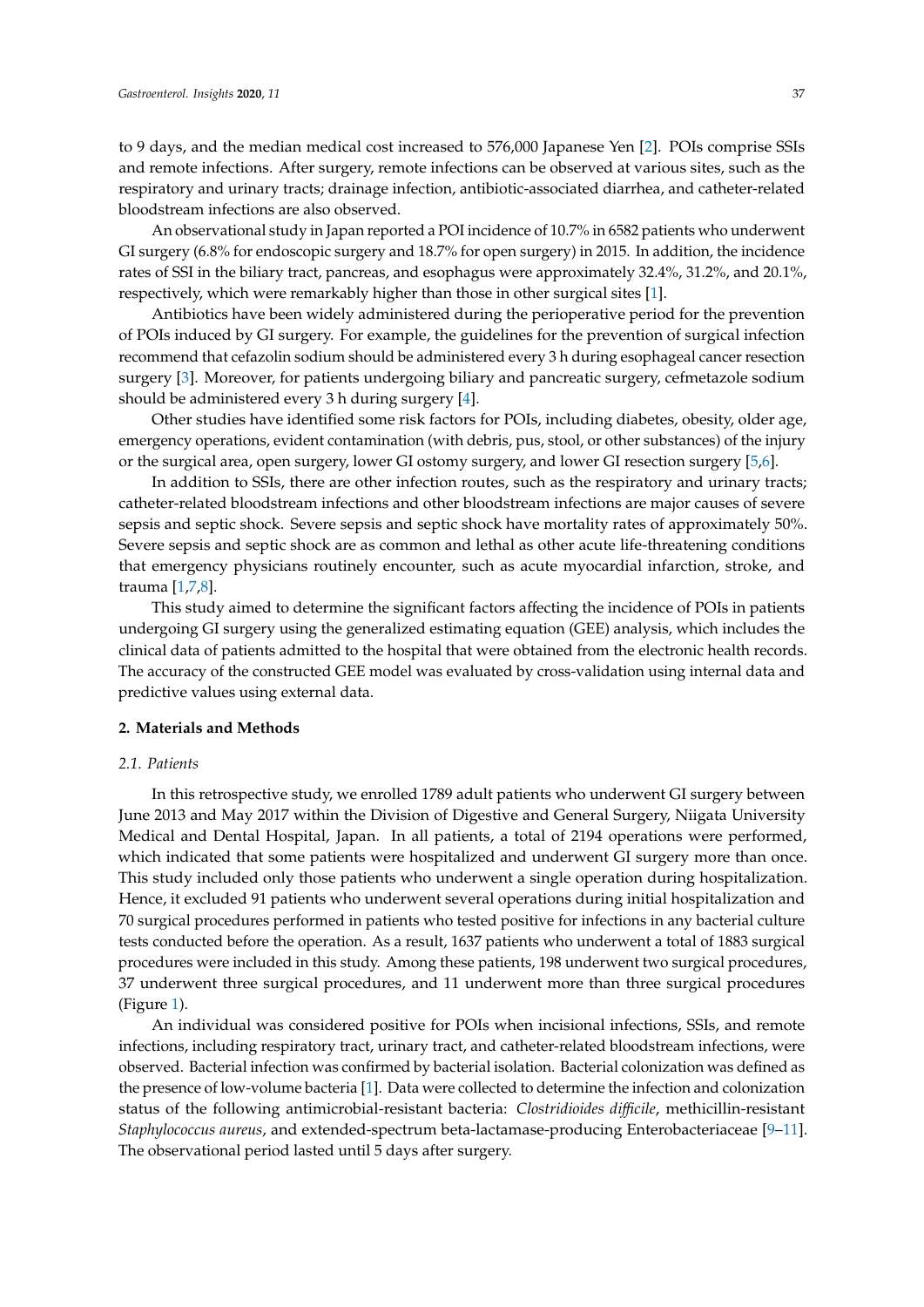to 9 days, and the median medical cost increased to 576,000 Japanese Yen [2]. POIs comprise SSIs and remote infections. After surgery, remote infections can be observed at various sites, such as the respiratory and urinary tracts; drainage infection, antibiotic-associated diarrhea, and catheter-related bloodstream infections are also observed.

An observational study in Japan reported a POI incidence of 10.7% in 6582 patients who underwent GI surgery (6.8% for endoscopic surgery and 18.7% for open surgery) in 2015. In addition, the incidence rates of SSI in the biliary tract, pancreas, and esophagus were approximately 32.4%, 31.2%, and 20.1%, respectively, which were remarkably higher than those in other surgical sites [1].

Antibiotics have been widely administered during the perioperative period for the prevention of POIs induced by GI surgery. For example, the guidelines for the prevention of surgical infection recommend that cefazolin sodium should be administered every 3 h during esophageal cancer resection surgery [3]. Moreover, for patients undergoing biliary and pancreatic surgery, cefmetazole sodium should be administered every 3 h during surgery [4].

Other studies have identified some risk factors for POIs, including diabetes, obesity, older age, emergency operations, evident contamination (with debris, pus, stool, or other substances) of the injury or the surgical area, open surgery, lower GI ostomy surgery, and lower GI resection surgery [5,6].

In addition to SSIs, there are other infection routes, such as the respiratory and urinary tracts; catheter-related bloodstream infections and other bloodstream infections are major causes of severe sepsis and septic shock. Severe sepsis and septic shock have mortality rates of approximately 50%. Severe sepsis and septic shock are as common and lethal as other acute life-threatening conditions that emergency physicians routinely encounter, such as acute myocardial infarction, stroke, and trauma [1,7,8].

This study aimed to determine the significant factors affecting the incidence of POIs in patients undergoing GI surgery using the generalized estimating equation (GEE) analysis, which includes the clinical data of patients admitted to the hospital that were obtained from the electronic health records. The accuracy of the constructed GEE model was evaluated by cross-validation using internal data and predictive values using external data.

## 2. Materials and Methods

### 2.1. Patients

In this retrospective study, we enrolled 1789 adult patients who underwent GI surgery between June 2013 and May 2017 within the Division of Digestive and General Surgery, Niigata University Medical and Dental Hospital, Japan. In all patients, a total of 2194 operations were performed, which indicated that some patients were hospitalized and underwent GI surgery more than once. This study included only those patients who underwent a single operation during hospitalization. Hence, it excluded 91 patients who underwent several operations during initial hospitalization and 70 surgical procedures performed in patients who tested positive for infections in any bacterial culture tests conducted before the operation. As a result, 1637 patients who underwent a total of 1883 surgical procedures were included in this study. Among these patients, 198 underwent two surgical procedures, 37 underwent three surgical procedures, and 11 underwent more than three surgical procedures (Figure 1).

An individual was considered positive for POIs when incisional infections, SSIs, and remote infections, including respiratory tract, urinary tract, and catheter-related bloodstream infections, were observed. Bacterial infection was confirmed by bacterial isolation. Bacterial colonization was defined as the presence of low-volume bacteria [1]. Data were collected to determine the infection and colonization status of the following antimicrobial-resistant bacteria: *Clostridioides difficile*, methicillin-resistant *Staphylococcus aureus*, and extended-spectrum beta-lactamase-producing Enterobacteriaceae [9–11]. The observational period lasted until 5 days after surgery.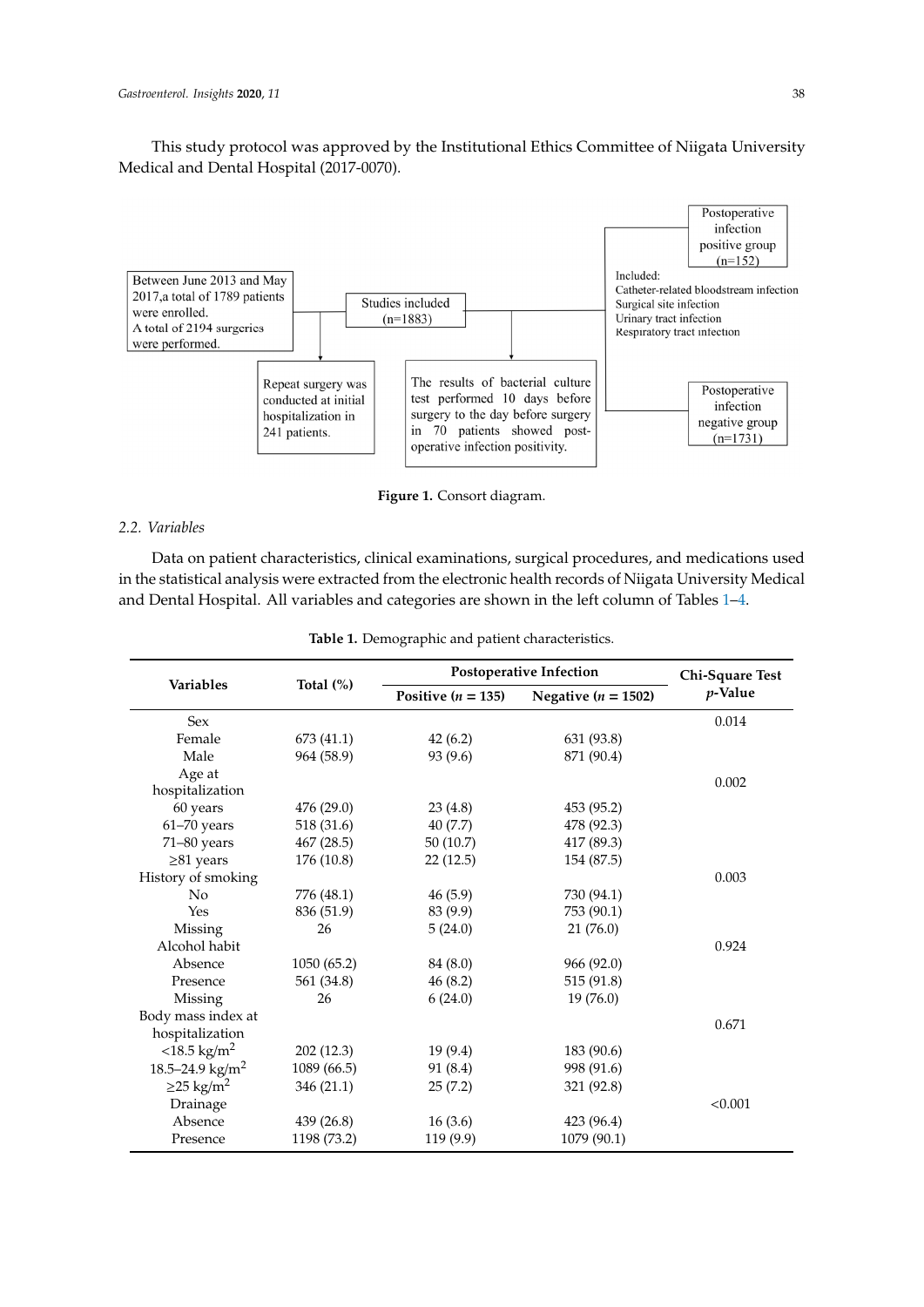This study protocol was approved by the Institutional Ethics Committee of Niigata University Medical and Dental Hospital (2017-0070).

Between June 2013 and May 2017, a total of 1789 patients were enrolled. A total of 2194 surgeries were performed.

Repeat surgery was conducted at initial hospitalization in 241 patients.

Studies included (n=1883)

The results of bacterial culture test performed 10 days before surgery to the day before surgery in 70 patients showed post-operative infection positivity.

Postoperative infection positive group (n=152)

Included:
Catheter-related bloodstream infection
Surgical site infection
Urinary tract infection
Respiratory tract infection

Postoperative infection negative group (n=1731)

**Figure 1.** Consort diagram.

### 2.2. Variables

Data on patient characteristics, clinical examinations, surgical procedures, and medications used in the statistical analysis were extracted from the electronic health records of Niigata University Medical and Dental Hospital. All variables and categories are shown in the left column of Tables 1–4.

**Table 1.** Demographic and patient characteristics.

| Variables | Total (%) | Postoperative Infection | | Chi-Square Test $p$-Value |
|---|---|---|---|---|
| | | Positive ($n$ = 135) | Negative ($n$ = 1502) | |
| Sex | | | | 0.014 |
| Female | 673 (41.1) | 42 (6.2) | 631 (93.8) | |
| Male | 964 (58.9) | 93 (9.6) | 871 (90.4) | |
| Age at hospitalization | | | | 0.002 |
| 60 years | 476 (29.0) | 23 (4.8) | 453 (95.2) | |
| 61–70 years | 518 (31.6) | 40 (7.7) | 478 (92.3) | |
| 71–80 years | 467 (28.5) | 50 (10.7) | 417 (89.3) | |
| ≥81 years | 176 (10.8) | 22 (12.5) | 154 (87.5) | |
| History of smoking | | | | 0.003 |
| No | 776 (48.1) | 46 (5.9) | 730 (94.1) | |
| Yes | 836 (51.9) | 83 (9.9) | 753 (90.1) | |
| Missing | 26 | 5 (24.0) | 21 (76.0) | |
| Alcohol habit | | | | 0.924 |
| Absence | 1050 (65.2) | 84 (8.0) | 966 (92.0) | |
| Presence | 561 (34.8) | 46 (8.2) | 515 (91.8) | |
| Missing | 26 | 6 (24.0) | 19 (76.0) | |
| Body mass index at hospitalization | | | | 0.671 |
| <18.5 kg/m$^2$ | 202 (12.3) | 19 (9.4) | 183 (90.6) | |
| 18.5–24.9 kg/m$^2$ | 1089 (66.5) | 91 (8.4) | 998 (91.6) | |
| ≥25 kg/m$^2$ | 346 (21.1) | 25 (7.2) | 321 (92.8) | |
| Drainage | | | | <0.001 |
| Absence | 439 (26.8) | 16 (3.6) | 423 (96.4) | |
| Presence | 1198 (73.2) | 119 (9.9) | 1079 (90.1) | |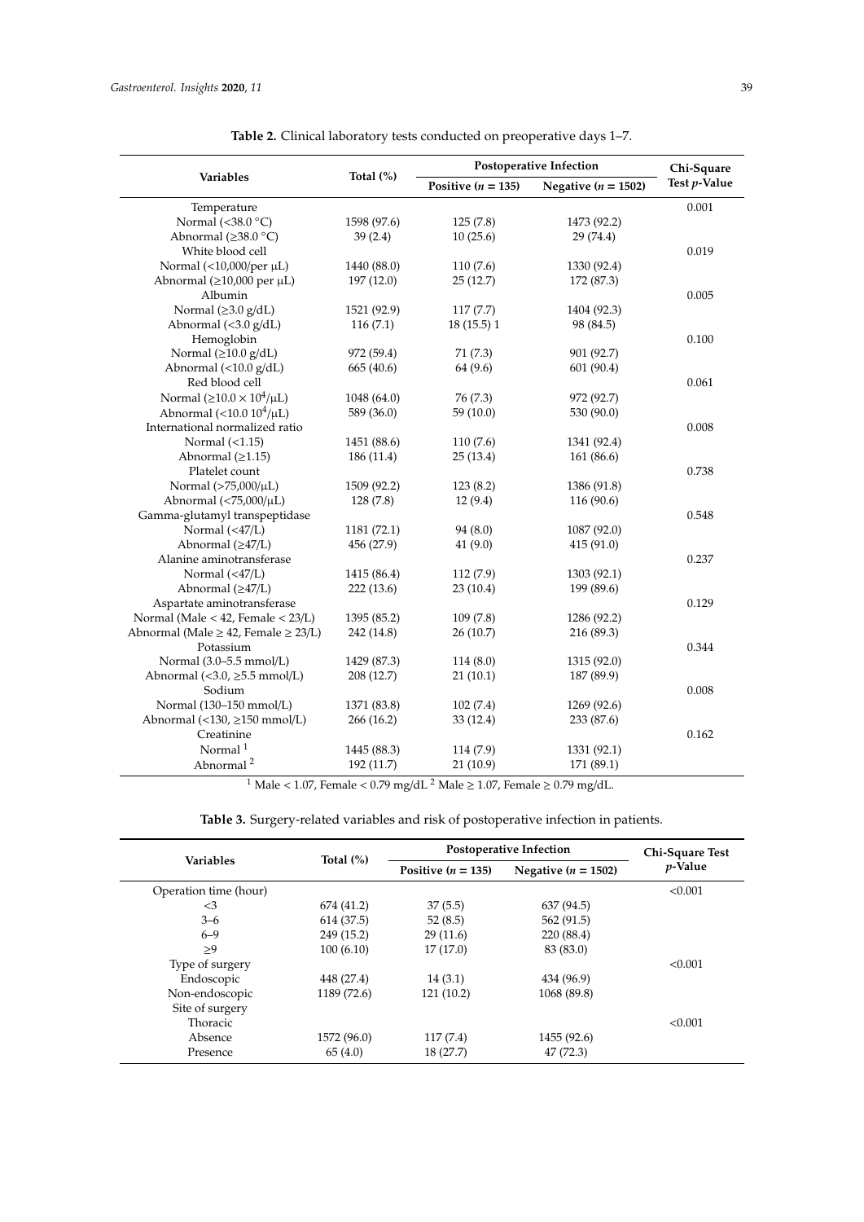**Table 2.** Clinical laboratory tests conducted on preoperative days 1–7.

| Variables | Total (%) | Postoperative Infection | | Chi-Square Test $p$-Value |
|---|---|---|---|---|
| | | Positive ($n$ = 135) | Negative ($n$ = 1502) | |
| Temperature | | | | 0.001 |
| Normal (<38.0 °C) | 1598 (97.6) | 125 (7.8) | 1473 (92.2) | |
| Abnormal (≥38.0 °C) | 39 (2.4) | 10 (25.6) | 29 (74.4) | |
| White blood cell | | | | 0.019 |
| Normal (<10,000/per μL) | 1440 (88.0) | 110 (7.6) | 1330 (92.4) | |
| Abnormal (≥10,000 per μL) | 197 (12.0) | 25 (12.7) | 172 (87.3) | |
| Albumin | | | | 0.005 |
| Normal (≥3.0 g/dL) | 1521 (92.9) | 117 (7.7) | 1404 (92.3) | |
| Abnormal (<3.0 g/dL) | 116 (7.1) | 18 (15.5) 1 | 98 (84.5) | |
| Hemoglobin | | | | 0.100 |
| Normal (≥10.0 g/dL) | 972 (59.4) | 71 (7.3) | 901 (92.7) | |
| Abnormal (<10.0 g/dL) | 665 (40.6) | 64 (9.6) | 601 (90.4) | |
| Red blood cell | | | | 0.061 |
| Normal (≥10.0 × $10^4$/μL) | 1048 (64.0) | 76 (7.3) | 972 (92.7) | |
| Abnormal (<10.0 $10^4$/μL) | 589 (36.0) | 59 (10.0) | 530 (90.0) | |
| International normalized ratio | | | | 0.008 |
| Normal (<1.15) | 1451 (88.6) | 110 (7.6) | 1341 (92.4) | |
| Abnormal (≥1.15) | 186 (11.4) | 25 (13.4) | 161 (86.6) | |
| Platelet count | | | | 0.738 |
| Normal (>75,000/μL) | 1509 (92.2) | 123 (8.2) | 1386 (91.8) | |
| Abnormal (<75,000/μL) | 128 (7.8) | 12 (9.4) | 116 (90.6) | |
| Gamma-glutamyl transpeptidase | | | | 0.548 |
| Normal (<47/L) | 1181 (72.1) | 94 (8.0) | 1087 (92.0) | |
| Abnormal (≥47/L) | 456 (27.9) | 41 (9.0) | 415 (91.0) | |
| Alanine aminotransferase | | | | 0.237 |
| Normal (<47/L) | 1415 (86.4) | 112 (7.9) | 1303 (92.1) | |
| Abnormal (≥47/L) | 222 (13.6) | 23 (10.4) | 199 (89.6) | |
| Aspartate aminotransferase | | | | 0.129 |
| Normal (Male < 42, Female < 23/L) | 1395 (85.2) | 109 (7.8) | 1286 (92.2) | |
| Abnormal (Male ≥ 42, Female ≥ 23/L) | 242 (14.8) | 26 (10.7) | 216 (89.3) | |
| Potassium | | | | 0.344 |
| Normal (3.0–5.5 mmol/L) | 1429 (87.3) | 114 (8.0) | 1315 (92.0) | |
| Abnormal (<3.0, ≥5.5 mmol/L) | 208 (12.7) | 21 (10.1) | 187 (89.9) | |
| Sodium | | | | 0.008 |
| Normal (130–150 mmol/L) | 1371 (83.8) | 102 (7.4) | 1269 (92.6) | |
| Abnormal (<130, ≥150 mmol/L) | 266 (16.2) | 33 (12.4) | 233 (87.6) | |
| Creatinine | | | | 0.162 |
| Normal [1] | 1445 (88.3) | 114 (7.9) | 1331 (92.1) | |
| Abnormal [2] | 192 (11.7) | 21 (10.9) | 171 (89.1) | |

[1] Male < 1.07, Female < 0.79 mg/dL [2] Male ≥ 1.07, Female ≥ 0.79 mg/dL.

**Table 3.** Surgery-related variables and risk of postoperative infection in patients.

| Variables | Total (%) | Postoperative Infection | | Chi-Square Test $p$-Value |
|---|---|---|---|---|
| | | Positive ($n$ = 135) | Negative ($n$ = 1502) | |
| Operation time (hour) | | | | <0.001 |
| <3 | 674 (41.2) | 37 (5.5) | 637 (94.5) | |
| 3–6 | 614 (37.5) | 52 (8.5) | 562 (91.5) | |
| 6–9 | 249 (15.2) | 29 (11.6) | 220 (88.4) | |
| ≥9 | 100 (6.10) | 17 (17.0) | 83 (83.0) | |
| Type of surgery | | | | <0.001 |
| Endoscopic | 448 (27.4) | 14 (3.1) | 434 (96.9) | |
| Non-endoscopic | 1189 (72.6) | 121 (10.2) | 1068 (89.8) | |
| Site of surgery | | | | |
| Thoracic | | | | <0.001 |
| Absence | 1572 (96.0) | 117 (7.4) | 1455 (92.6) | |
| Presence | 65 (4.0) | 18 (27.7) | 47 (72.3) | |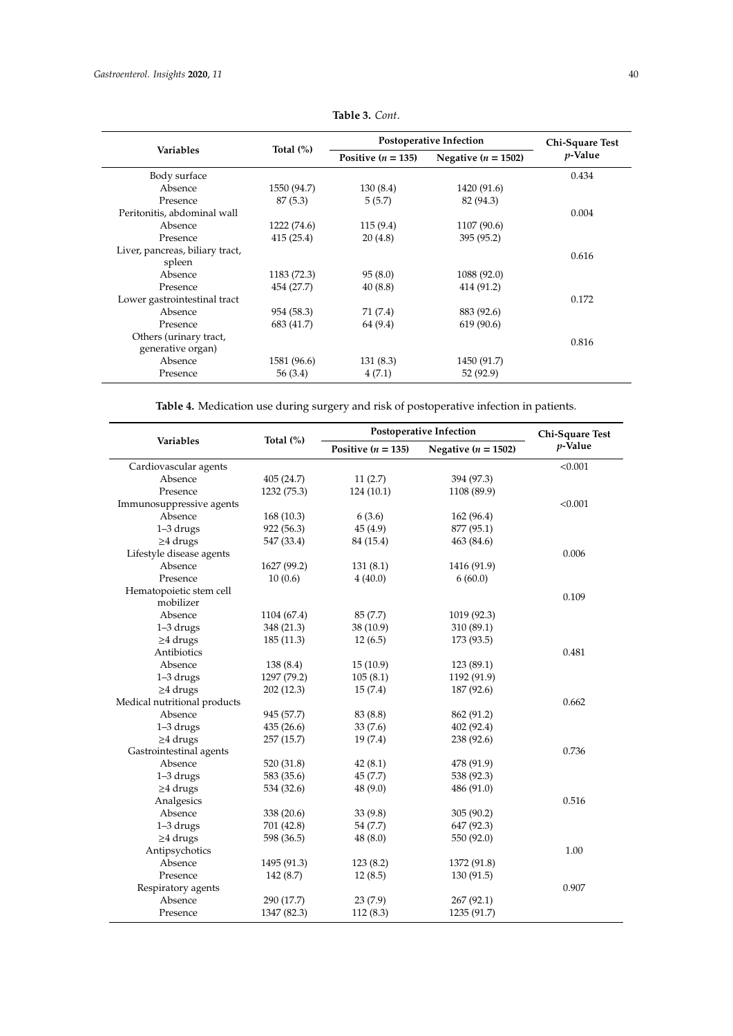**Table 3.** *Cont.*

| Variables | Total (%) | Postoperative Infection | | Chi-Square Test |
|---|---|---|---|---|
| | | Positive (*n* = 135) | Negative (*n* = 1502) | *p*-Value |
| Body surface | | | | 0.434 |
| Absence | 1550 (94.7) | 130 (8.4) | 1420 (91.6) | |
| Presence | 87 (5.3) | 5 (5.7) | 82 (94.3) | |
| Peritonitis, abdominal wall | | | | 0.004 |
| Absence | 1222 (74.6) | 115 (9.4) | 1107 (90.6) | |
| Presence | 415 (25.4) | 20 (4.8) | 395 (95.2) | |
| Liver, pancreas, biliary tract, spleen | | | | 0.616 |
| Absence | 1183 (72.3) | 95 (8.0) | 1088 (92.0) | |
| Presence | 454 (27.7) | 40 (8.8) | 414 (91.2) | |
| Lower gastrointestinal tract | | | | 0.172 |
| Absence | 954 (58.3) | 71 (7.4) | 883 (92.6) | |
| Presence | 683 (41.7) | 64 (9.4) | 619 (90.6) | |
| Others (urinary tract, generative organ) | | | | 0.816 |
| Absence | 1581 (96.6) | 131 (8.3) | 1450 (91.7) | |
| Presence | 56 (3.4) | 4 (7.1) | 52 (92.9) | |

**Table 4.** Medication use during surgery and risk of postoperative infection in patients.

| Variables | Total (%) | Postoperative Infection | | Chi-Square Test |
|---|---|---|---|---|
| | | Positive (*n* = 135) | Negative (*n* = 1502) | *p*-Value |
| Cardiovascular agents | | | | <0.001 |
| Absence | 405 (24.7) | 11 (2.7) | 394 (97.3) | |
| Presence | 1232 (75.3) | 124 (10.1) | 1108 (89.9) | |
| Immunosuppressive agents | | | | <0.001 |
| Absence | 168 (10.3) | 6 (3.6) | 162 (96.4) | |
| 1–3 drugs | 922 (56.3) | 45 (4.9) | 877 (95.1) | |
| ≥4 drugs | 547 (33.4) | 84 (15.4) | 463 (84.6) | |
| Lifestyle disease agents | | | | 0.006 |
| Absence | 1627 (99.2) | 131 (8.1) | 1416 (91.9) | |
| Presence | 10 (0.6) | 4 (40.0) | 6 (60.0) | |
| Hematopoietic stem cell mobilizer | | | | 0.109 |
| Absence | 1104 (67.4) | 85 (7.7) | 1019 (92.3) | |
| 1–3 drugs | 348 (21.3) | 38 (10.9) | 310 (89.1) | |
| ≥4 drugs | 185 (11.3) | 12 (6.5) | 173 (93.5) | |
| Antibiotics | | | | 0.481 |
| Absence | 138 (8.4) | 15 (10.9) | 123 (89.1) | |
| 1–3 drugs | 1297 (79.2) | 105 (8.1) | 1192 (91.9) | |
| ≥4 drugs | 202 (12.3) | 15 (7.4) | 187 (92.6) | |
| Medical nutritional products | | | | 0.662 |
| Absence | 945 (57.7) | 83 (8.8) | 862 (91.2) | |
| 1–3 drugs | 435 (26.6) | 33 (7.6) | 402 (92.4) | |
| ≥4 drugs | 257 (15.7) | 19 (7.4) | 238 (92.6) | |
| Gastrointestinal agents | | | | 0.736 |
| Absence | 520 (31.8) | 42 (8.1) | 478 (91.9) | |
| 1–3 drugs | 583 (35.6) | 45 (7.7) | 538 (92.3) | |
| ≥4 drugs | 534 (32.6) | 48 (9.0) | 486 (91.0) | |
| Analgesics | | | | 0.516 |
| Absence | 338 (20.6) | 33 (9.8) | 305 (90.2) | |
| 1–3 drugs | 701 (42.8) | 54 (7.7) | 647 (92.3) | |
| ≥4 drugs | 598 (36.5) | 48 (8.0) | 550 (92.0) | |
| Antipsychotics | | | | 1.00 |
| Absence | 1495 (91.3) | 123 (8.2) | 1372 (91.8) | |
| Presence | 142 (8.7) | 12 (8.5) | 130 (91.5) | |
| Respiratory agents | | | | 0.907 |
| Absence | 290 (17.7) | 23 (7.9) | 267 (92.1) | |
| Presence | 1347 (82.3) | 112 (8.3) | 1235 (91.7) | |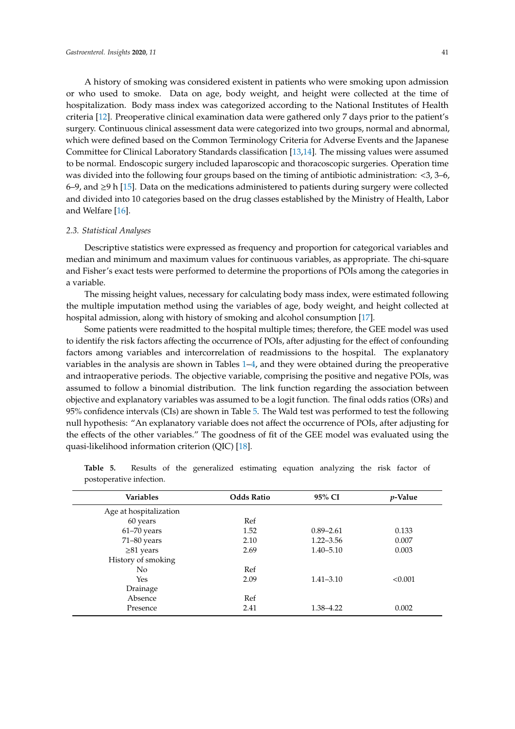A history of smoking was considered existent in patients who were smoking upon admission or who used to smoke. Data on age, body weight, and height were collected at the time of hospitalization. Body mass index was categorized according to the National Institutes of Health criteria [12]. Preoperative clinical examination data were gathered only 7 days prior to the patient's surgery. Continuous clinical assessment data were categorized into two groups, normal and abnormal, which were defined based on the Common Terminology Criteria for Adverse Events and the Japanese Committee for Clinical Laboratory Standards classification [13,14]. The missing values were assumed to be normal. Endoscopic surgery included laparoscopic and thoracoscopic surgeries. Operation time was divided into the following four groups based on the timing of antibiotic administration: <3, 3–6, 6–9, and ≥9 h [15]. Data on the medications administered to patients during surgery were collected and divided into 10 categories based on the drug classes established by the Ministry of Health, Labor and Welfare [16].

### 2.3. Statistical Analyses

Descriptive statistics were expressed as frequency and proportion for categorical variables and median and minimum and maximum values for continuous variables, as appropriate. The chi-square and Fisher's exact tests were performed to determine the proportions of POIs among the categories in a variable.

The missing height values, necessary for calculating body mass index, were estimated following the multiple imputation method using the variables of age, body weight, and height collected at hospital admission, along with history of smoking and alcohol consumption [17].

Some patients were readmitted to the hospital multiple times; therefore, the GEE model was used to identify the risk factors affecting the occurrence of POIs, after adjusting for the effect of confounding factors among variables and intercorrelation of readmissions to the hospital. The explanatory variables in the analysis are shown in Tables 1–4, and they were obtained during the preoperative and intraoperative periods. The objective variable, comprising the positive and negative POIs, was assumed to follow a binomial distribution. The link function regarding the association between objective and explanatory variables was assumed to be a logit function. The final odds ratios (ORs) and 95% confidence intervals (CIs) are shown in Table 5. The Wald test was performed to test the following null hypothesis: "An explanatory variable does not affect the occurrence of POIs, after adjusting for the effects of the other variables." The goodness of fit of the GEE model was evaluated using the quasi-likelihood information criterion (QIC) [18].

**Table 5.** Results of the generalized estimating equation analyzing the risk factor of postoperative infection.

| Variables | Odds Ratio | 95% CI | *p*-Value |
|---|---|---|---|
| Age at hospitalization | | | |
| 60 years | Ref | | |
| 61–70 years | 1.52 | 0.89–2.61 | 0.133 |
| 71–80 years | 2.10 | 1.22–3.56 | 0.007 |
| ≥81 years | 2.69 | 1.40–5.10 | 0.003 |
| History of smoking | | | |
| No | Ref | | |
| Yes | 2.09 | 1.41–3.10 | <0.001 |
| Drainage | | | |
| Absence | Ref | | |
| Presence | 2.41 | 1.38–4.22 | 0.002 |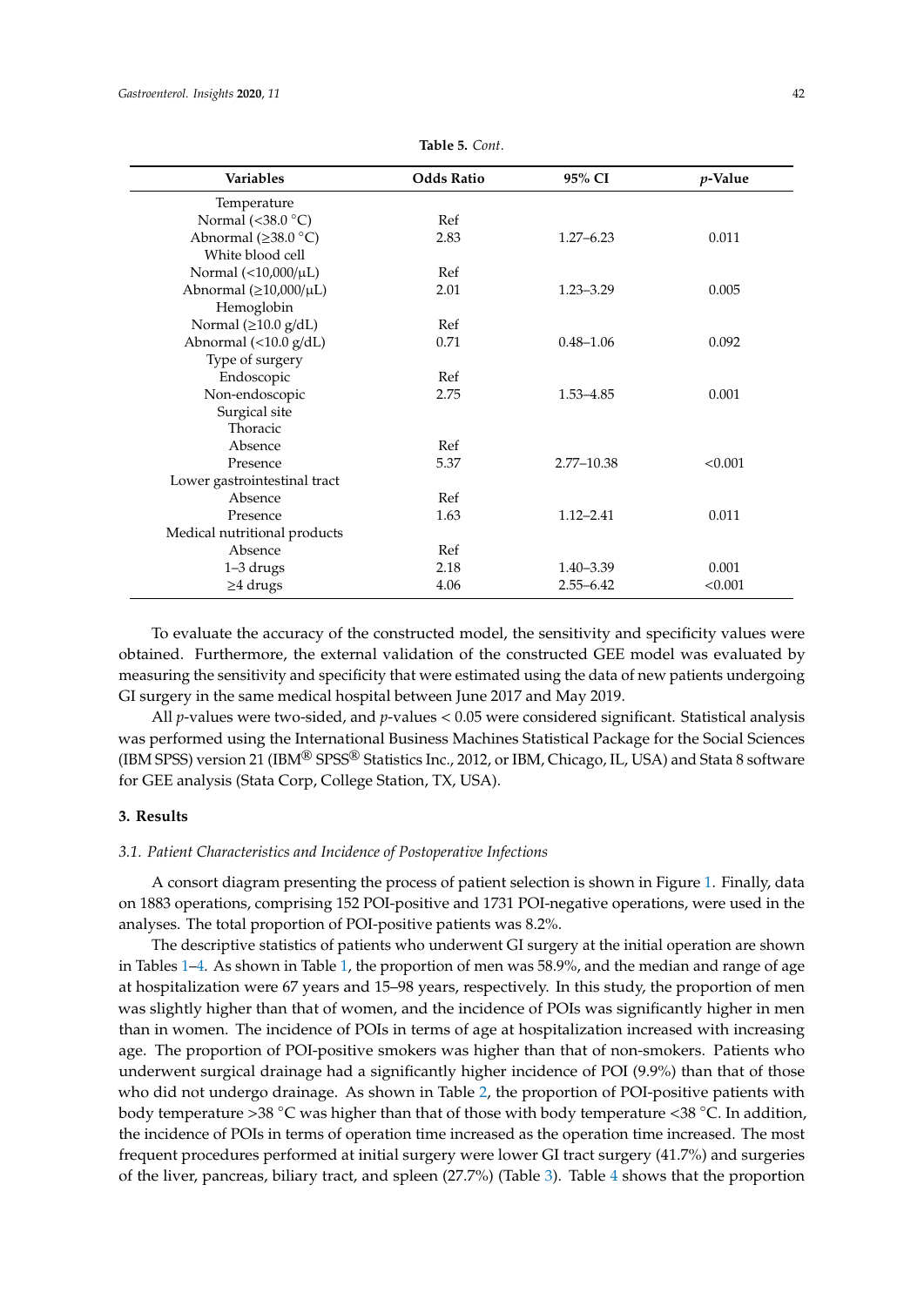**Table 5.** *Cont.*

| Variables | Odds Ratio | 95% CI | *p*-Value |
|---|---|---|---|
| Temperature | | | |
| Normal (<38.0 °C) | Ref | | |
| Abnormal (≥38.0 °C) | 2.83 | 1.27–6.23 | 0.011 |
| White blood cell | | | |
| Normal (<10,000/μL) | Ref | | |
| Abnormal (≥10,000/μL) | 2.01 | 1.23–3.29 | 0.005 |
| Hemoglobin | | | |
| Normal (≥10.0 g/dL) | Ref | | |
| Abnormal (<10.0 g/dL) | 0.71 | 0.48–1.06 | 0.092 |
| Type of surgery | | | |
| Endoscopic | Ref | | |
| Non-endoscopic | 2.75 | 1.53–4.85 | 0.001 |
| Surgical site | | | |
| Thoracic | | | |
| Absence | Ref | | |
| Presence | 5.37 | 2.77–10.38 | <0.001 |
| Lower gastrointestinal tract | | | |
| Absence | Ref | | |
| Presence | 1.63 | 1.12–2.41 | 0.011 |
| Medical nutritional products | | | |
| Absence | Ref | | |
| 1–3 drugs | 2.18 | 1.40–3.39 | 0.001 |
| ≥4 drugs | 4.06 | 2.55–6.42 | <0.001 |

To evaluate the accuracy of the constructed model, the sensitivity and specificity values were obtained. Furthermore, the external validation of the constructed GEE model was evaluated by measuring the sensitivity and specificity that were estimated using the data of new patients undergoing GI surgery in the same medical hospital between June 2017 and May 2019.

All *p*-values were two-sided, and *p*-values < 0.05 were considered significant. Statistical analysis was performed using the International Business Machines Statistical Package for the Social Sciences (IBM SPSS) version 21 (IBM® SPSS® Statistics Inc., 2012, or IBM, Chicago, IL, USA) and Stata 8 software for GEE analysis (Stata Corp, College Station, TX, USA).

## 3. Results

### *3.1. Patient Characteristics and Incidence of Postoperative Infections*

A consort diagram presenting the process of patient selection is shown in Figure 1. Finally, data on 1883 operations, comprising 152 POI-positive and 1731 POI-negative operations, were used in the analyses. The total proportion of POI-positive patients was 8.2%.

The descriptive statistics of patients who underwent GI surgery at the initial operation are shown in Tables 1–4. As shown in Table 1, the proportion of men was 58.9%, and the median and range of age at hospitalization were 67 years and 15–98 years, respectively. In this study, the proportion of men was slightly higher than that of women, and the incidence of POIs was significantly higher in men than in women. The incidence of POIs in terms of age at hospitalization increased with increasing age. The proportion of POI-positive smokers was higher than that of non-smokers. Patients who underwent surgical drainage had a significantly higher incidence of POI (9.9%) than that of those who did not undergo drainage. As shown in Table 2, the proportion of POI-positive patients with body temperature >38 °C was higher than that of those with body temperature <38 °C. In addition, the incidence of POIs in terms of operation time increased as the operation time increased. The most frequent procedures performed at initial surgery were lower GI tract surgery (41.7%) and surgeries of the liver, pancreas, biliary tract, and spleen (27.7%) (Table 3). Table 4 shows that the proportion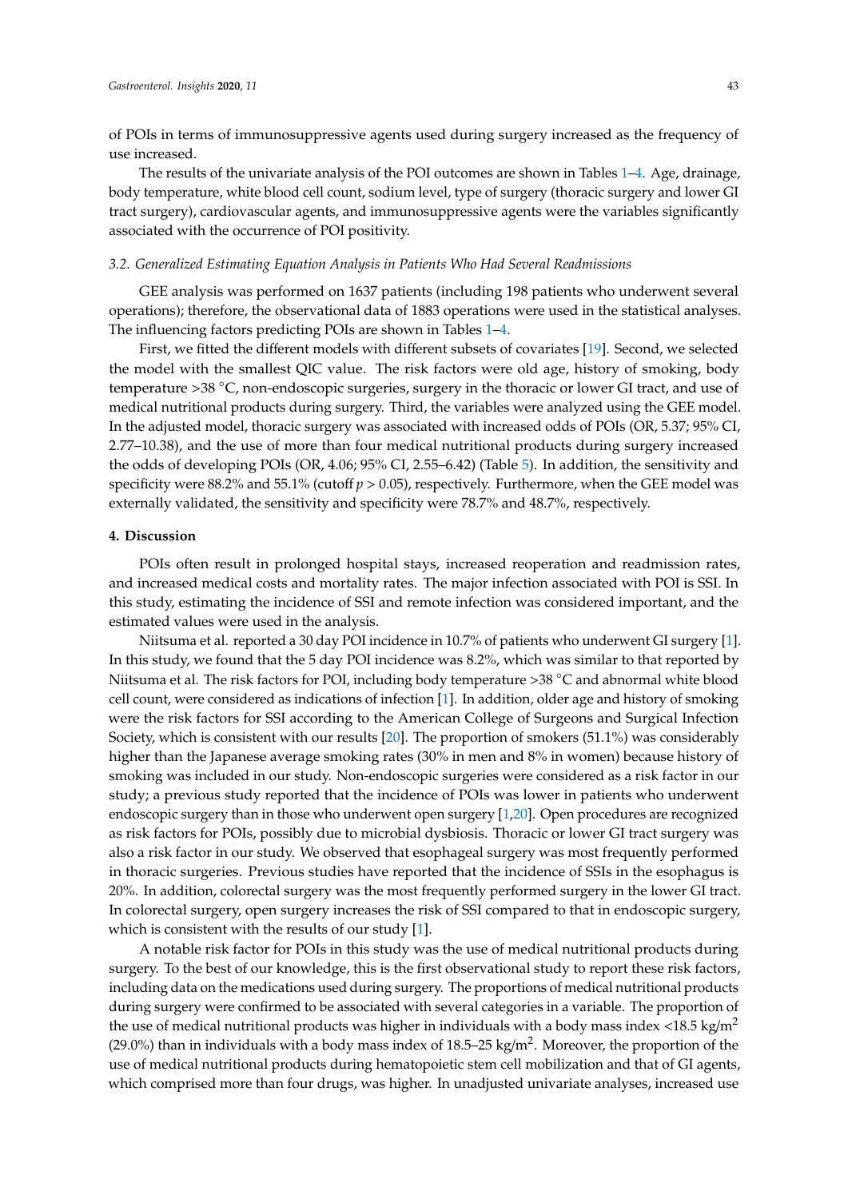of POIs in terms of immunosuppressive agents used during surgery increased as the frequency of use increased.

The results of the univariate analysis of the POI outcomes are shown in Tables 1–4. Age, drainage, body temperature, white blood cell count, sodium level, type of surgery (thoracic surgery and lower GI tract surgery), cardiovascular agents, and immunosuppressive agents were the variables significantly associated with the occurrence of POI positivity.

### 3.2. Generalized Estimating Equation Analysis in Patients Who Had Several Readmissions

GEE analysis was performed on 1637 patients (including 198 patients who underwent several operations); therefore, the observational data of 1883 operations were used in the statistical analyses. The influencing factors predicting POIs are shown in Tables 1–4.

First, we fitted the different models with different subsets of covariates [19]. Second, we selected the model with the smallest QIC value. The risk factors were old age, history of smoking, body temperature >38 °C, non-endoscopic surgeries, surgery in the thoracic or lower GI tract, and use of medical nutritional products during surgery. Third, the variables were analyzed using the GEE model. In the adjusted model, thoracic surgery was associated with increased odds of POIs (OR, 5.37; 95% CI, 2.77–10.38), and the use of more than four medical nutritional products during surgery increased the odds of developing POIs (OR, 4.06; 95% CI, 2.55–6.42) (Table 5). In addition, the sensitivity and specificity were 88.2% and 55.1% (cutoff $p > 0.05$), respectively. Furthermore, when the GEE model was externally validated, the sensitivity and specificity were 78.7% and 48.7%, respectively.

## 4. Discussion

POIs often result in prolonged hospital stays, increased reoperation and readmission rates, and increased medical costs and mortality rates. The major infection associated with POI is SSI. In this study, estimating the incidence of SSI and remote infection was considered important, and the estimated values were used in the analysis.

Niitsuma et al. reported a 30 day POI incidence in 10.7% of patients who underwent GI surgery [1]. In this study, we found that the 5 day POI incidence was 8.2%, which was similar to that reported by Niitsuma et al. The risk factors for POI, including body temperature >38 °C and abnormal white blood cell count, were considered as indications of infection [1]. In addition, older age and history of smoking were the risk factors for SSI according to the American College of Surgeons and Surgical Infection Society, which is consistent with our results [20]. The proportion of smokers (51.1%) was considerably higher than the Japanese average smoking rates (30% in men and 8% in women) because history of smoking was included in our study. Non-endoscopic surgeries were considered as a risk factor in our study; a previous study reported that the incidence of POIs was lower in patients who underwent endoscopic surgery than in those who underwent open surgery [1,20]. Open procedures are recognized as risk factors for POIs, possibly due to microbial dysbiosis. Thoracic or lower GI tract surgery was also a risk factor in our study. We observed that esophageal surgery was most frequently performed in thoracic surgeries. Previous studies have reported that the incidence of SSIs in the esophagus is 20%. In addition, colorectal surgery was the most frequently performed surgery in the lower GI tract. In colorectal surgery, open surgery increases the risk of SSI compared to that in endoscopic surgery, which is consistent with the results of our study [1].

A notable risk factor for POIs in this study was the use of medical nutritional products during surgery. To the best of our knowledge, this is the first observational study to report these risk factors, including data on the medications used during surgery. The proportions of medical nutritional products during surgery were confirmed to be associated with several categories in a variable. The proportion of the use of medical nutritional products was higher in individuals with a body mass index <18.5 kg/m$^2$ (29.0%) than in individuals with a body mass index of 18.5–25 kg/m$^2$. Moreover, the proportion of the use of medical nutritional products during hematopoietic stem cell mobilization and that of GI agents, which comprised more than four drugs, was higher. In unadjusted univariate analyses, increased use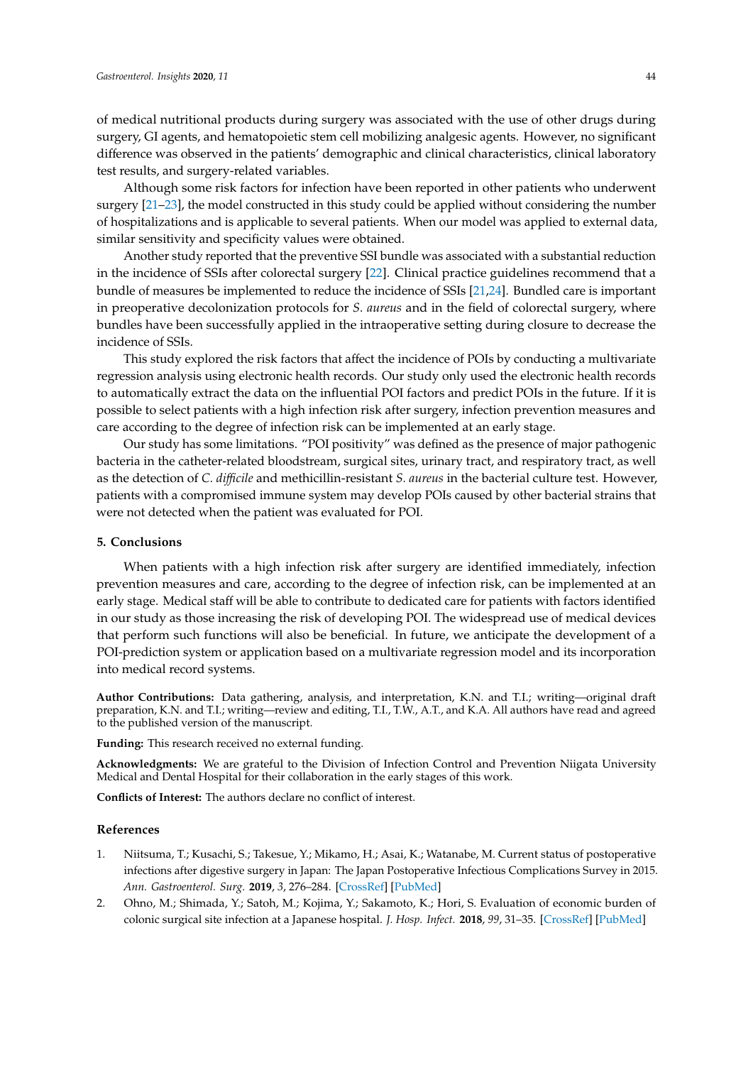of medical nutritional products during surgery was associated with the use of other drugs during surgery, GI agents, and hematopoietic stem cell mobilizing analgesic agents. However, no significant difference was observed in the patients' demographic and clinical characteristics, clinical laboratory test results, and surgery-related variables.

Although some risk factors for infection have been reported in other patients who underwent surgery [21–23], the model constructed in this study could be applied without considering the number of hospitalizations and is applicable to several patients. When our model was applied to external data, similar sensitivity and specificity values were obtained.

Another study reported that the preventive SSI bundle was associated with a substantial reduction in the incidence of SSIs after colorectal surgery [22]. Clinical practice guidelines recommend that a bundle of measures be implemented to reduce the incidence of SSIs [21,24]. Bundled care is important in preoperative decolonization protocols for *S. aureus* and in the field of colorectal surgery, where bundles have been successfully applied in the intraoperative setting during closure to decrease the incidence of SSIs.

This study explored the risk factors that affect the incidence of POIs by conducting a multivariate regression analysis using electronic health records. Our study only used the electronic health records to automatically extract the data on the influential POI factors and predict POIs in the future. If it is possible to select patients with a high infection risk after surgery, infection prevention measures and care according to the degree of infection risk can be implemented at an early stage.

Our study has some limitations. "POI positivity" was defined as the presence of major pathogenic bacteria in the catheter-related bloodstream, surgical sites, urinary tract, and respiratory tract, as well as the detection of *C. difficile* and methicillin-resistant *S. aureus* in the bacterial culture test. However, patients with a compromised immune system may develop POIs caused by other bacterial strains that were not detected when the patient was evaluated for POI.

## 5. Conclusions

When patients with a high infection risk after surgery are identified immediately, infection prevention measures and care, according to the degree of infection risk, can be implemented at an early stage. Medical staff will be able to contribute to dedicated care for patients with factors identified in our study as those increasing the risk of developing POI. The widespread use of medical devices that perform such functions will also be beneficial. In future, we anticipate the development of a POI-prediction system or application based on a multivariate regression model and its incorporation into medical record systems.

**Author Contributions:** Data gathering, analysis, and interpretation, K.N. and T.I.; writing—original draft preparation, K.N. and T.I.; writing—review and editing, T.I., T.W., A.T., and K.A. All authors have read and agreed to the published version of the manuscript.

**Funding:** This research received no external funding.

**Acknowledgments:** We are grateful to the Division of Infection Control and Prevention Niigata University Medical and Dental Hospital for their collaboration in the early stages of this work.

**Conflicts of Interest:** The authors declare no conflict of interest.

## References

1. Niitsuma, T.; Kusachi, S.; Takesue, Y.; Mikamo, H.; Asai, K.; Watanabe, M. Current status of postoperative infections after digestive surgery in Japan: The Japan Postoperative Infectious Complications Survey in 2015. *Ann. Gastroenterol. Surg.* **2019**, *3*, 276–284. [CrossRef] [PubMed]
2. Ohno, M.; Shimada, Y.; Satoh, M.; Kojima, Y.; Sakamoto, K.; Hori, S. Evaluation of economic burden of colonic surgical site infection at a Japanese hospital. *J. Hosp. Infect.* **2018**, *99*, 31–35. [CrossRef] [PubMed]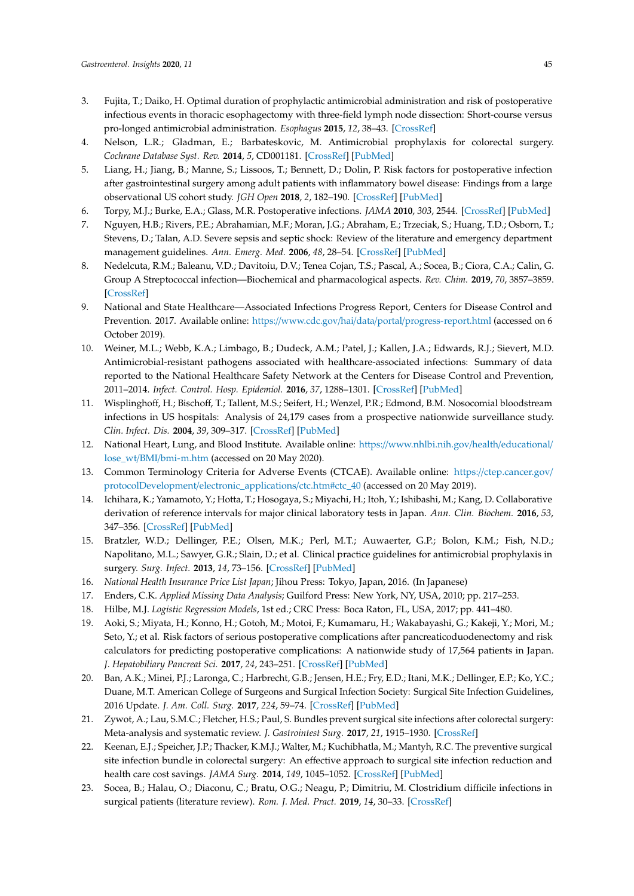3. Fujita, T.; Daiko, H. Optimal duration of prophylactic antimicrobial administration and risk of postoperative infectious events in thoracic esophagectomy with three-field lymph node dissection: Short-course versus pro-longed antimicrobial administration. *Esophagus* **2015**, *12*, 38–43. [CrossRef]
4. Nelson, L.R.; Gladman, E.; Barbateskovic, M. Antimicrobial prophylaxis for colorectal surgery. *Cochrane Database Syst. Rev.* **2014**, *5*, CD001181. [CrossRef] [PubMed]
5. Liang, H.; Jiang, B.; Manne, S.; Lissoos, T.; Bennett, D.; Dolin, P. Risk factors for postoperative infection after gastrointestinal surgery among adult patients with inflammatory bowel disease: Findings from a large observational US cohort study. *JGH Open* **2018**, *2*, 182–190. [CrossRef] [PubMed]
6. Torpy, M.J.; Burke, E.A.; Glass, M.R. Postoperative infections. *JAMA* **2010**, *303*, 2544. [CrossRef] [PubMed]
7. Nguyen, H.B.; Rivers, P.E.; Abrahamian, M.F.; Moran, J.G.; Abraham, E.; Trzeciak, S.; Huang, T.D.; Osborn, T.; Stevens, D.; Talan, A.D. Severe sepsis and septic shock: Review of the literature and emergency department management guidelines. *Ann. Emerg. Med.* **2006**, *48*, 28–54. [CrossRef] [PubMed]
8. Nedelcuta, R.M.; Baleanu, V.D.; Davitoiu, D.V.; Tenea Cojan, T.S.; Pascal, A.; Socea, B.; Ciora, C.A.; Calin, G. Group A Streptococcal infection—Biochemical and pharmacological aspects. *Rev. Chim.* **2019**, *70*, 3857–3859. [CrossRef]
9. National and State Healthcare—Associated Infections Progress Report, Centers for Disease Control and Prevention. 2017. Available online: https://www.cdc.gov/hai/data/portal/progress-report.html (accessed on 6 October 2019).
10. Weiner, M.L.; Webb, K.A.; Limbago, B.; Dudeck, A.M.; Patel, J.; Kallen, J.A.; Edwards, R.J.; Sievert, M.D. Antimicrobial-resistant pathogens associated with healthcare-associated infections: Summary of data reported to the National Healthcare Safety Network at the Centers for Disease Control and Prevention, 2011–2014. *Infect. Control. Hosp. Epidemiol.* **2016**, *37*, 1288–1301. [CrossRef] [PubMed]
11. Wisplinghoff, H.; Bischoff, T.; Tallent, M.S.; Seifert, H.; Wenzel, P.R.; Edmond, B.M. Nosocomial bloodstream infections in US hospitals: Analysis of 24,179 cases from a prospective nationwide surveillance study. *Clin. Infect. Dis.* **2004**, *39*, 309–317. [CrossRef] [PubMed]
12. National Heart, Lung, and Blood Institute. Available online: https://www.nhlbi.nih.gov/health/educational/lose_wt/BMI/bmi-m.htm (accessed on 20 May 2020).
13. Common Terminology Criteria for Adverse Events (CTCAE). Available online: https://ctep.cancer.gov/protocolDevelopment/electronic_applications/ctc.htm#ctc_40 (accessed on 20 May 2019).
14. Ichihara, K.; Yamamoto, Y.; Hotta, T.; Hosogaya, S.; Miyachi, H.; Itoh, Y.; Ishibashi, M.; Kang, D. Collaborative derivation of reference intervals for major clinical laboratory tests in Japan. *Ann. Clin. Biochem.* **2016**, *53*, 347–356. [CrossRef] [PubMed]
15. Bratzler, W.D.; Dellinger, P.E.; Olsen, M.K.; Perl, M.T.; Auwaerter, G.P.; Bolon, K.M.; Fish, N.D.; Napolitano, M.L.; Sawyer, G.R.; Slain, D.; et al. Clinical practice guidelines for antimicrobial prophylaxis in surgery. *Surg. Infect.* **2013**, *14*, 73–156. [CrossRef] [PubMed]
16. *National Health Insurance Price List Japan*; Jihou Press: Tokyo, Japan, 2016. (In Japanese)
17. Enders, C.K. *Applied Missing Data Analysis*; Guilford Press: New York, NY, USA, 2010; pp. 217–253.
18. Hilbe, M.J. *Logistic Regression Models*, 1st ed.; CRC Press: Boca Raton, FL, USA, 2017; pp. 441–480.
19. Aoki, S.; Miyata, H.; Konno, H.; Gotoh, M.; Motoi, F.; Kumamaru, H.; Wakabayashi, G.; Kakeji, Y.; Mori, M.; Seto, Y.; et al. Risk factors of serious postoperative complications after pancreaticoduodenectomy and risk calculators for predicting postoperative complications: A nationwide study of 17,564 patients in Japan. *J. Hepatobiliary Pancreat Sci.* **2017**, *24*, 243–251. [CrossRef] [PubMed]
20. Ban, A.K.; Minei, P.J.; Laronga, C.; Harbrecht, G.B.; Jensen, H.E.; Fry, E.D.; Itani, M.K.; Dellinger, E.P.; Ko, Y.C.; Duane, M.T. American College of Surgeons and Surgical Infection Society: Surgical Site Infection Guidelines, 2016 Update. *J. Am. Coll. Surg.* **2017**, *224*, 59–74. [CrossRef] [PubMed]
21. Zywot, A.; Lau, S.M.C.; Fletcher, H.S.; Paul, S. Bundles prevent surgical site infections after colorectal surgery: Meta-analysis and systematic review. *J. Gastrointest Surg.* **2017**, *21*, 1915–1930. [CrossRef]
22. Keenan, E.J.; Speicher, J.P.; Thacker, K.M.J.; Walter, M.; Kuchibhatla, M.; Mantyh, R.C. The preventive surgical site infection bundle in colorectal surgery: An effective approach to surgical site infection reduction and health care cost savings. *JAMA Surg.* **2014**, *149*, 1045–1052. [CrossRef] [PubMed]
23. Socea, B.; Halau, O.; Diaconu, C.; Bratu, O.G.; Neagu, P.; Dimitriu, M. Clostridium difficile infections in surgical patients (literature review). *Rom. J. Med. Pract.* **2019**, *14*, 30–33. [CrossRef]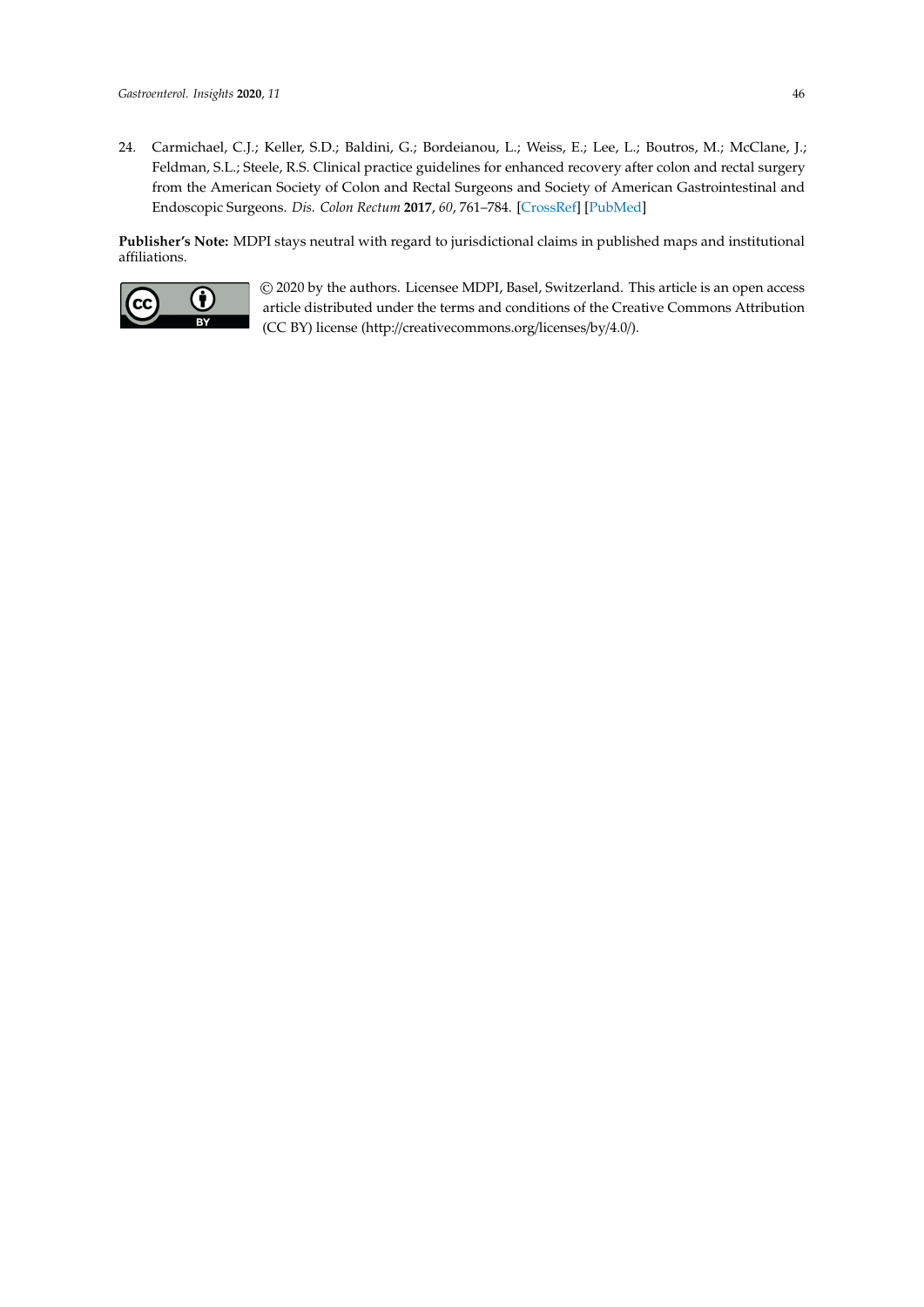24. Carmichael, C.J.; Keller, S.D.; Baldini, G.; Bordeianou, L.; Weiss, E.; Lee, L.; Boutros, M.; McClane, J.; Feldman, S.L.; Steele, R.S. Clinical practice guidelines for enhanced recovery after colon and rectal surgery from the American Society of Colon and Rectal Surgeons and Society of American Gastrointestinal and Endoscopic Surgeons. *Dis. Colon Rectum* **2017**, *60*, 761–784. [CrossRef] [PubMed]

**Publisher's Note:** MDPI stays neutral with regard to jurisdictional claims in published maps and institutional affiliations.

© 2020 by the authors. Licensee MDPI, Basel, Switzerland. This article is an open access article distributed under the terms and conditions of the Creative Commons Attribution (CC BY) license (http://creativecommons.org/licenses/by/4.0/).